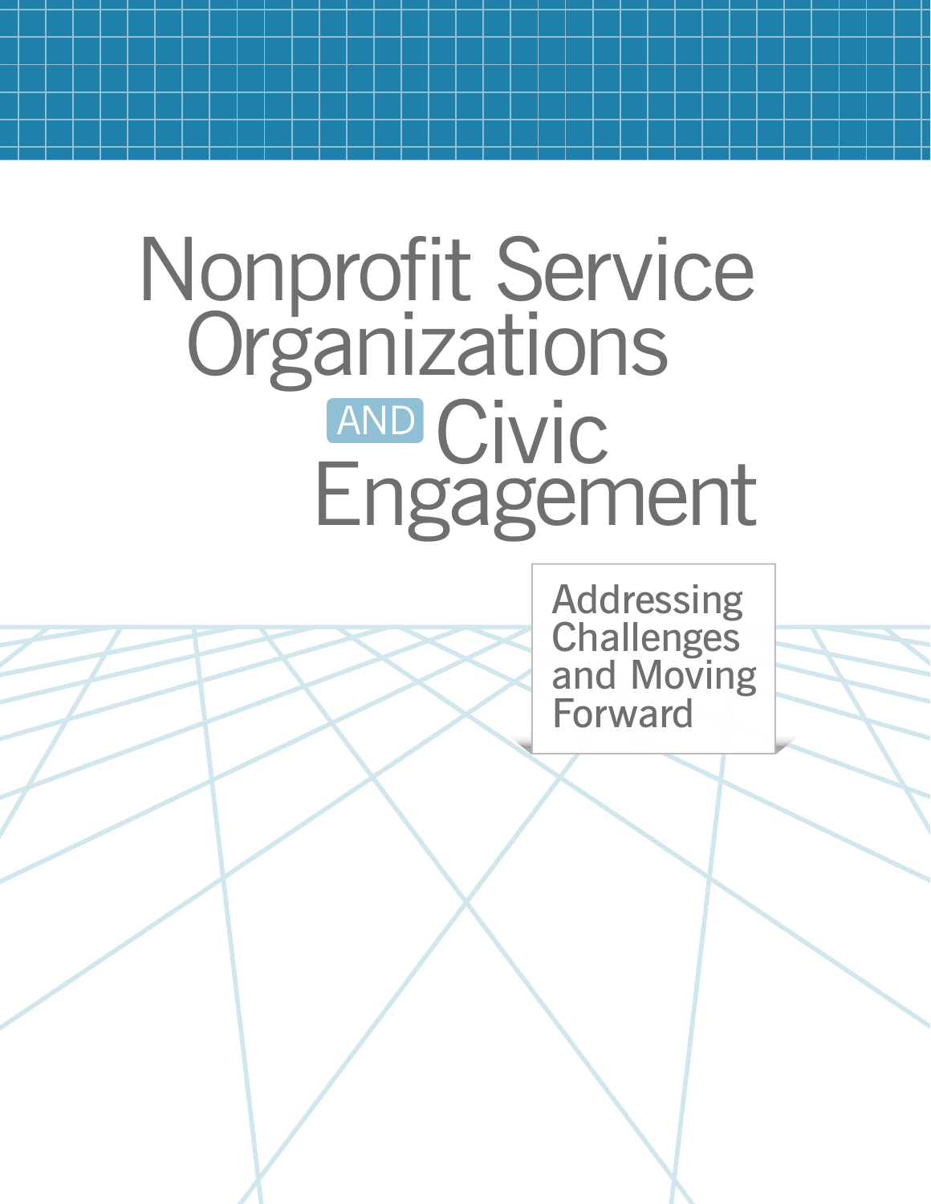# Nonprofit Service Organizations AND Civic Engagement

## Addressing Challenges and Moving Forward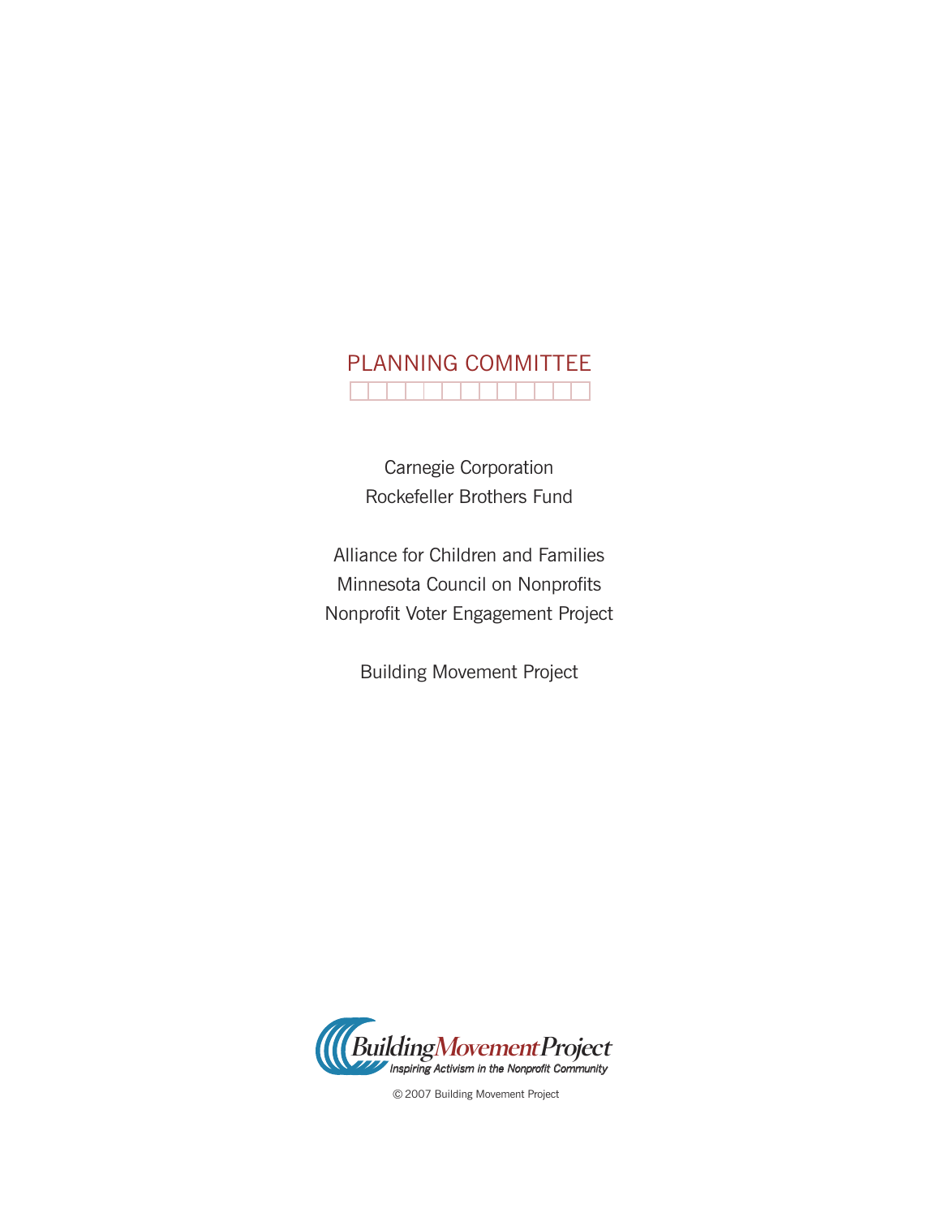## PLANNING COMMITTEE

Carnegie Corporation
Rockefeller Brothers Fund

Alliance for Children and Families
Minnesota Council on Nonprofits
Nonprofit Voter Engagement Project

Building Movement Project

Building Movement Project
*Inspiring Activism in the Nonprofit Community*

© 2007 Building Movement Project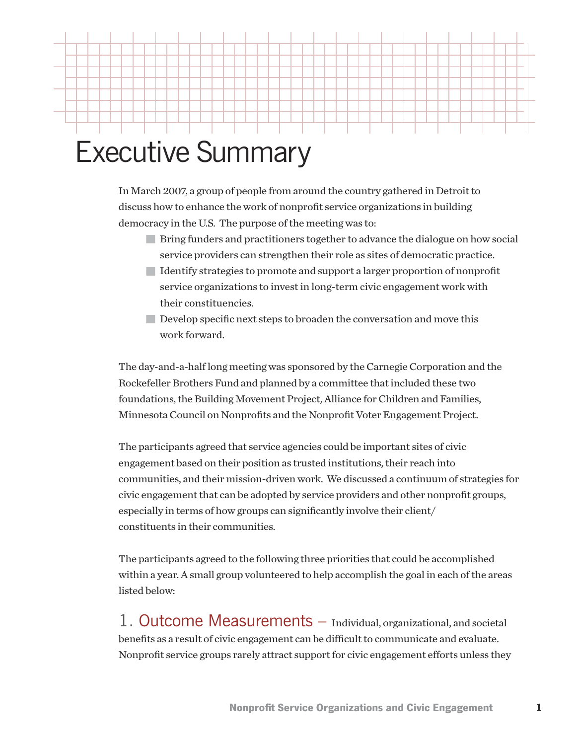# Executive Summary

In March 2007, a group of people from around the country gathered in Detroit to discuss how to enhance the work of nonprofit service organizations in building democracy in the U.S. The purpose of the meeting was to:

- Bring funders and practitioners together to advance the dialogue on how social service providers can strengthen their role as sites of democratic practice.
- Identify strategies to promote and support a larger proportion of nonprofit service organizations to invest in long-term civic engagement work with their constituencies.
- Develop specific next steps to broaden the conversation and move this work forward.

The day-and-a-half long meeting was sponsored by the Carnegie Corporation and the Rockefeller Brothers Fund and planned by a committee that included these two foundations, the Building Movement Project, Alliance for Children and Families, Minnesota Council on Nonprofits and the Nonprofit Voter Engagement Project.

The participants agreed that service agencies could be important sites of civic engagement based on their position as trusted institutions, their reach into communities, and their mission-driven work. We discussed a continuum of strategies for civic engagement that can be adopted by service providers and other nonprofit groups, especially in terms of how groups can significantly involve their client/constituents in their communities.

The participants agreed to the following three priorities that could be accomplished within a year. A small group volunteered to help accomplish the goal in each of the areas listed below:

1. **Outcome Measurements** – Individual, organizational, and societal benefits as a result of civic engagement can be difficult to communicate and evaluate. Nonprofit service groups rarely attract support for civic engagement efforts unless they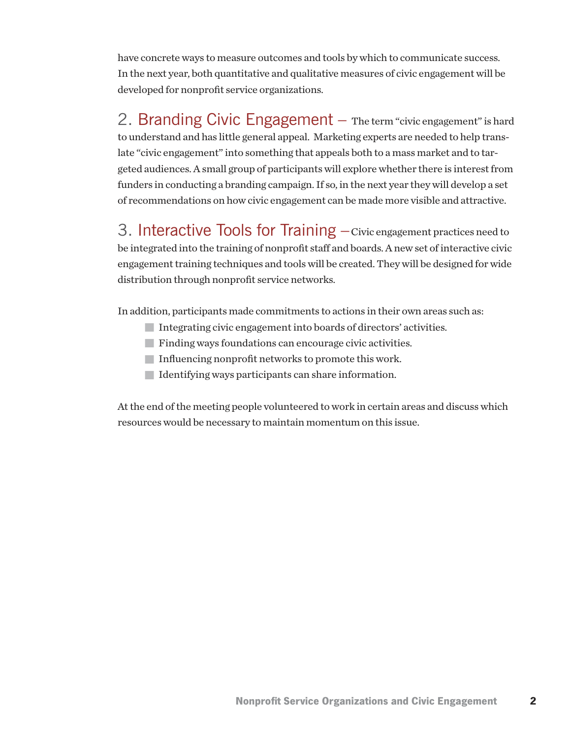have concrete ways to measure outcomes and tools by which to communicate success. In the next year, both quantitative and qualitative measures of civic engagement will be developed for nonprofit service organizations.

2. Branding Civic Engagement — The term "civic engagement" is hard to understand and has little general appeal. Marketing experts are needed to help translate "civic engagement" into something that appeals both to a mass market and to targeted audiences. A small group of participants will explore whether there is interest from funders in conducting a branding campaign. If so, in the next year they will develop a set of recommendations on how civic engagement can be made more visible and attractive.

3. Interactive Tools for Training — Civic engagement practices need to be integrated into the training of nonprofit staff and boards. A new set of interactive civic engagement training techniques and tools will be created. They will be designed for wide distribution through nonprofit service networks.

In addition, participants made commitments to actions in their own areas such as:

- Integrating civic engagement into boards of directors' activities.
- Finding ways foundations can encourage civic activities.
- Influencing nonprofit networks to promote this work.
- Identifying ways participants can share information.

At the end of the meeting people volunteered to work in certain areas and discuss which resources would be necessary to maintain momentum on this issue.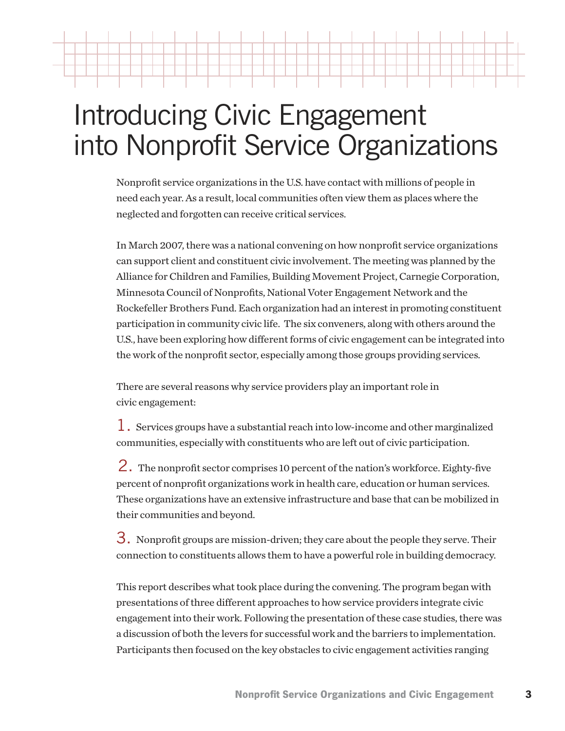# Introducing Civic Engagement into Nonprofit Service Organizations

Nonprofit service organizations in the U.S. have contact with millions of people in need each year. As a result, local communities often view them as places where the neglected and forgotten can receive critical services.

In March 2007, there was a national convening on how nonprofit service organizations can support client and constituent civic involvement. The meeting was planned by the Alliance for Children and Families, Building Movement Project, Carnegie Corporation, Minnesota Council of Nonprofits, National Voter Engagement Network and the Rockefeller Brothers Fund. Each organization had an interest in promoting constituent participation in community civic life. The six conveners, along with others around the U.S., have been exploring how different forms of civic engagement can be integrated into the work of the nonprofit sector, especially among those groups providing services.

There are several reasons why service providers play an important role in civic engagement:

1. Services groups have a substantial reach into low-income and other marginalized communities, especially with constituents who are left out of civic participation.

2. The nonprofit sector comprises 10 percent of the nation's workforce. Eighty-five percent of nonprofit organizations work in health care, education or human services. These organizations have an extensive infrastructure and base that can be mobilized in their communities and beyond.

3. Nonprofit groups are mission-driven; they care about the people they serve. Their connection to constituents allows them to have a powerful role in building democracy.

This report describes what took place during the convening. The program began with presentations of three different approaches to how service providers integrate civic engagement into their work. Following the presentation of these case studies, there was a discussion of both the levers for successful work and the barriers to implementation. Participants then focused on the key obstacles to civic engagement activities ranging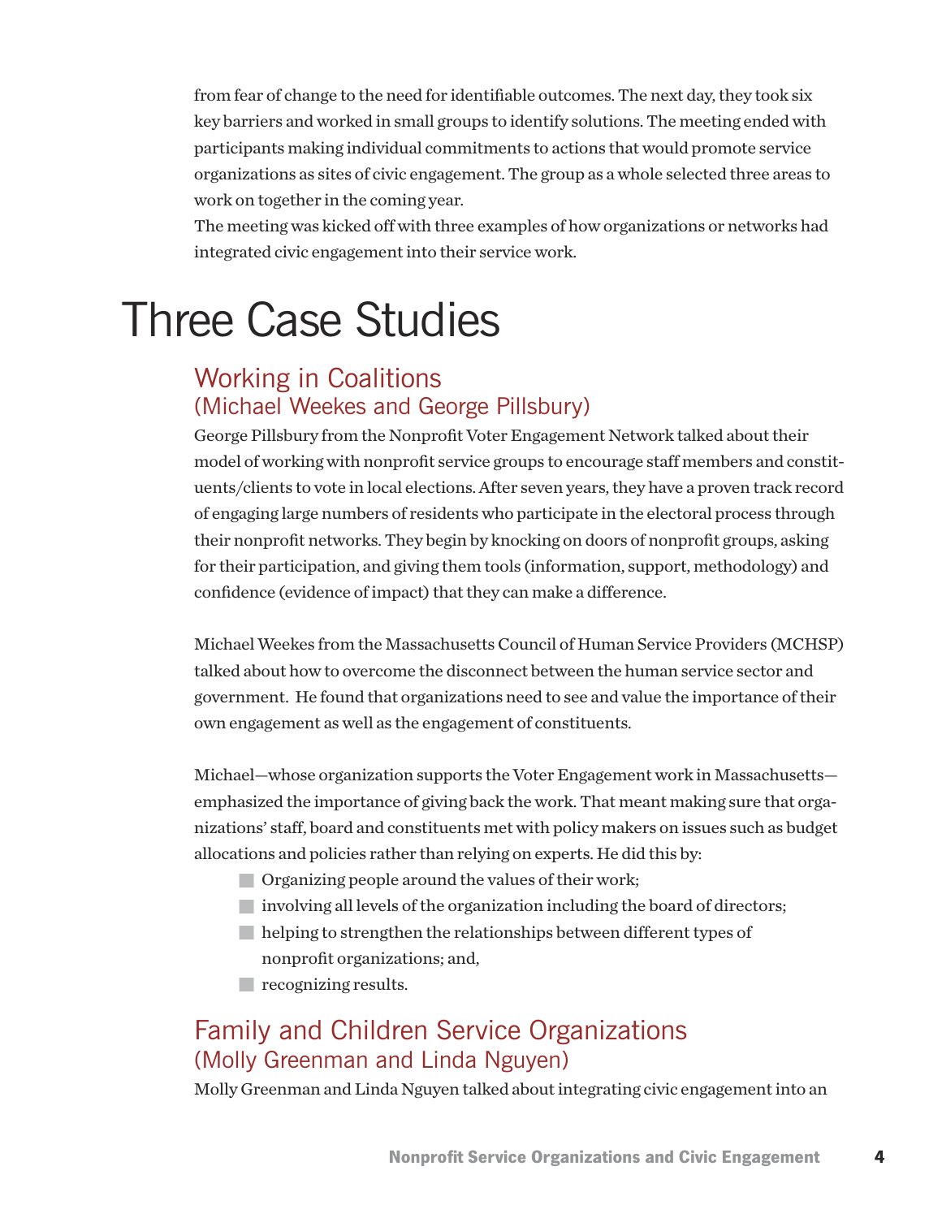from fear of change to the need for identifiable outcomes. The next day, they took six key barriers and worked in small groups to identify solutions. The meeting ended with participants making individual commitments to actions that would promote service organizations as sites of civic engagement. The group as a whole selected three areas to work on together in the coming year.

The meeting was kicked off with three examples of how organizations or networks had integrated civic engagement into their service work.

# Three Case Studies

## Working in Coalitions (Michael Weekes and George Pillsbury)

George Pillsbury from the Nonprofit Voter Engagement Network talked about their model of working with nonprofit service groups to encourage staff members and constituents/clients to vote in local elections. After seven years, they have a proven track record of engaging large numbers of residents who participate in the electoral process through their nonprofit networks. They begin by knocking on doors of nonprofit groups, asking for their participation, and giving them tools (information, support, methodology) and confidence (evidence of impact) that they can make a difference.

Michael Weekes from the Massachusetts Council of Human Service Providers (MCHSP) talked about how to overcome the disconnect between the human service sector and government. He found that organizations need to see and value the importance of their own engagement as well as the engagement of constituents.

Michael—whose organization supports the Voter Engagement work in Massachusetts—emphasized the importance of giving back the work. That meant making sure that organizations' staff, board and constituents met with policy makers on issues such as budget allocations and policies rather than relying on experts. He did this by:

- Organizing people around the values of their work;
- involving all levels of the organization including the board of directors;
- helping to strengthen the relationships between different types of nonprofit organizations; and,
- recognizing results.

## Family and Children Service Organizations (Molly Greenman and Linda Nguyen)

Molly Greenman and Linda Nguyen talked about integrating civic engagement into an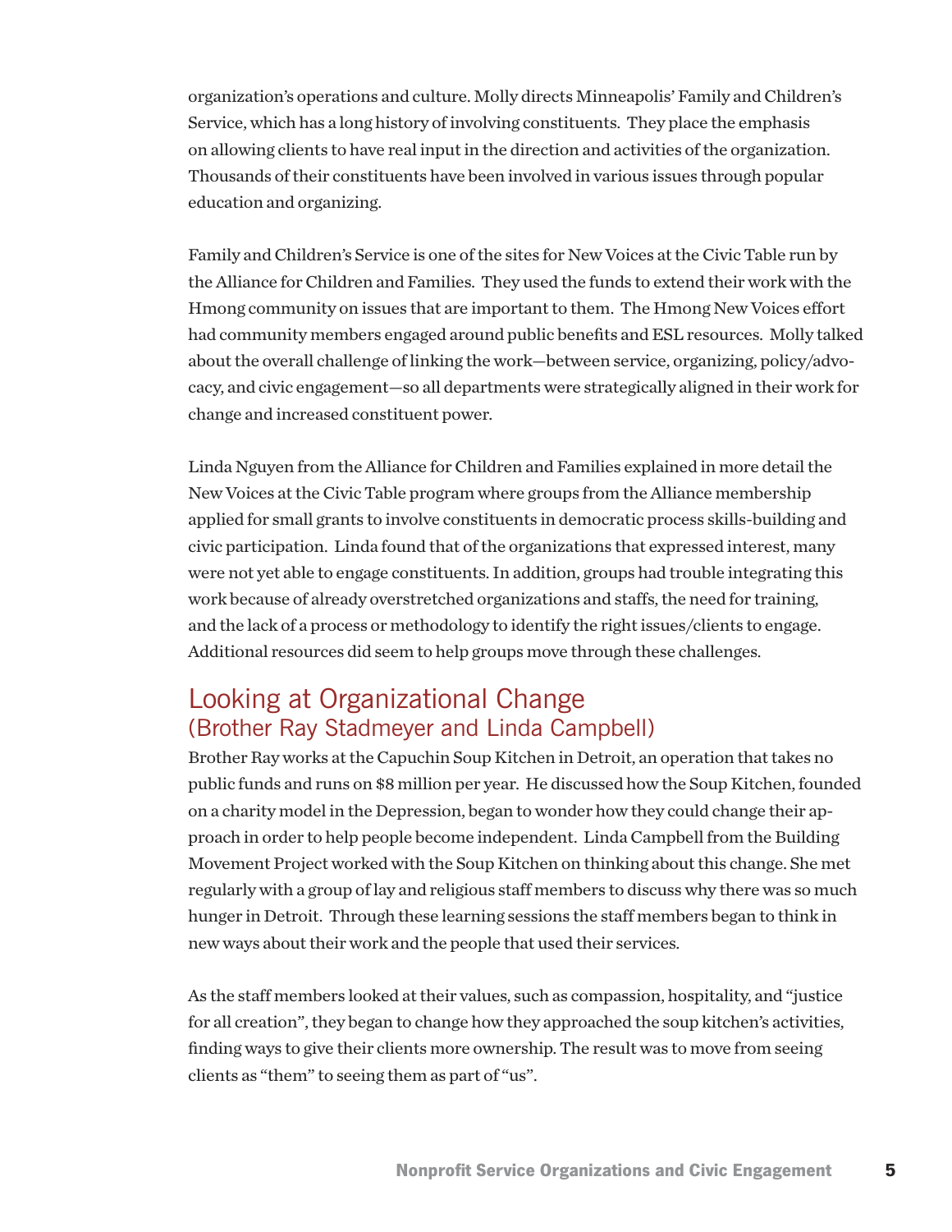organization's operations and culture. Molly directs Minneapolis' Family and Children's Service, which has a long history of involving constituents. They place the emphasis on allowing clients to have real input in the direction and activities of the organization. Thousands of their constituents have been involved in various issues through popular education and organizing.

Family and Children's Service is one of the sites for New Voices at the Civic Table run by the Alliance for Children and Families. They used the funds to extend their work with the Hmong community on issues that are important to them. The Hmong New Voices effort had community members engaged around public benefits and ESL resources. Molly talked about the overall challenge of linking the work—between service, organizing, policy/advocacy, and civic engagement—so all departments were strategically aligned in their work for change and increased constituent power.

Linda Nguyen from the Alliance for Children and Families explained in more detail the New Voices at the Civic Table program where groups from the Alliance membership applied for small grants to involve constituents in democratic process skills-building and civic participation. Linda found that of the organizations that expressed interest, many were not yet able to engage constituents. In addition, groups had trouble integrating this work because of already overstretched organizations and staffs, the need for training, and the lack of a process or methodology to identify the right issues/clients to engage. Additional resources did seem to help groups move through these challenges.

## Looking at Organizational Change
### (Brother Ray Stadmeyer and Linda Campbell)

Brother Ray works at the Capuchin Soup Kitchen in Detroit, an operation that takes no public funds and runs on $8 million per year. He discussed how the Soup Kitchen, founded on a charity model in the Depression, began to wonder how they could change their approach in order to help people become independent. Linda Campbell from the Building Movement Project worked with the Soup Kitchen on thinking about this change. She met regularly with a group of lay and religious staff members to discuss why there was so much hunger in Detroit. Through these learning sessions the staff members began to think in new ways about their work and the people that used their services.

As the staff members looked at their values, such as compassion, hospitality, and "justice for all creation", they began to change how they approached the soup kitchen's activities, finding ways to give their clients more ownership. The result was to move from seeing clients as "them" to seeing them as part of "us".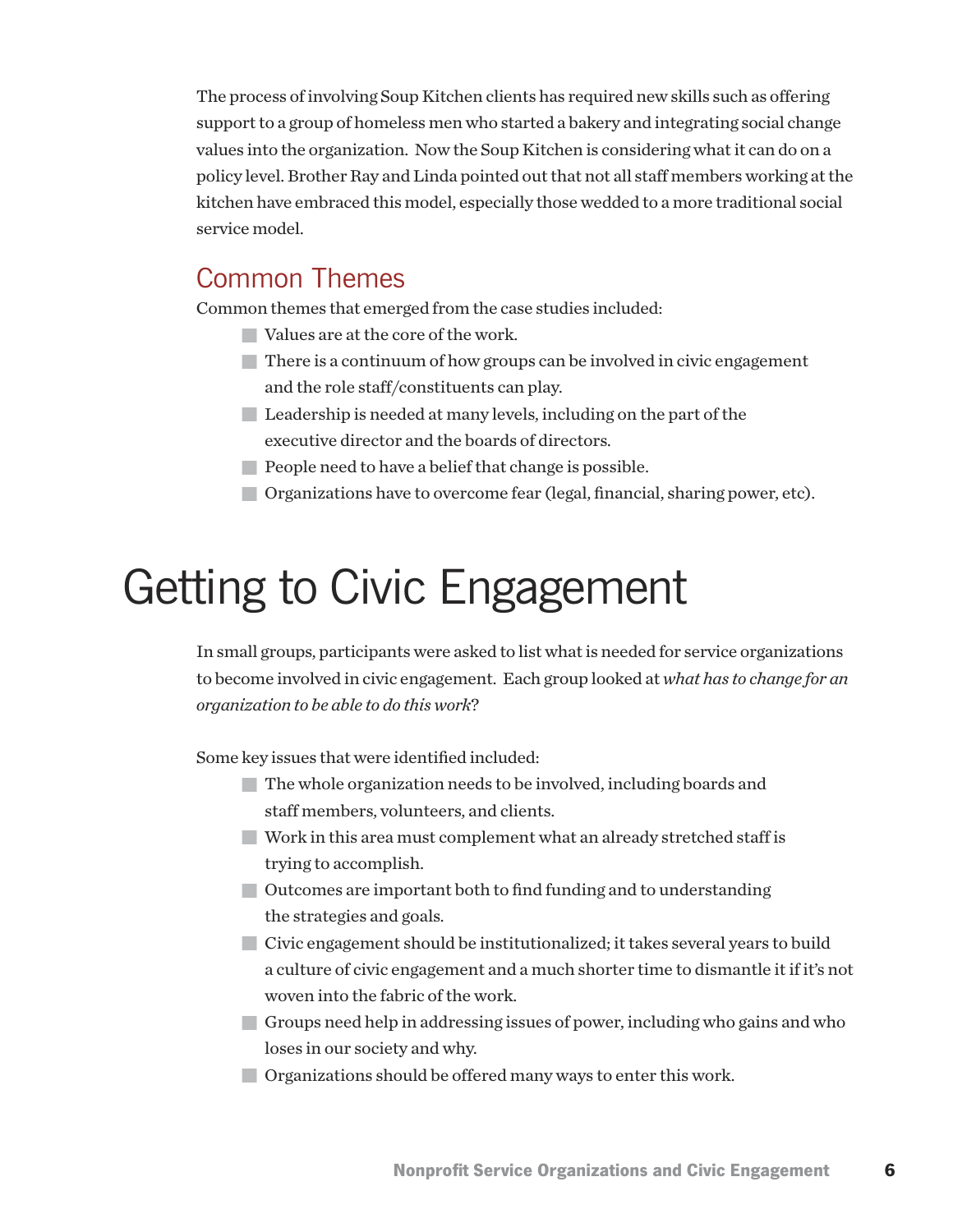The process of involving Soup Kitchen clients has required new skills such as offering support to a group of homeless men who started a bakery and integrating social change values into the organization. Now the Soup Kitchen is considering what it can do on a policy level. Brother Ray and Linda pointed out that not all staff members working at the kitchen have embraced this model, especially those wedded to a more traditional social service model.

## Common Themes

Common themes that emerged from the case studies included:

- Values are at the core of the work.
- There is a continuum of how groups can be involved in civic engagement and the role staff/constituents can play.
- Leadership is needed at many levels, including on the part of the executive director and the boards of directors.
- People need to have a belief that change is possible.
- Organizations have to overcome fear (legal, financial, sharing power, etc).

# Getting to Civic Engagement

In small groups, participants were asked to list what is needed for service organizations to become involved in civic engagement. Each group looked at *what has to change for an organization to be able to do this work*?

Some key issues that were identified included:

- The whole organization needs to be involved, including boards and staff members, volunteers, and clients.
- Work in this area must complement what an already stretched staff is trying to accomplish.
- Outcomes are important both to find funding and to understanding the strategies and goals.
- Civic engagement should be institutionalized; it takes several years to build a culture of civic engagement and a much shorter time to dismantle it if it's not woven into the fabric of the work.
- Groups need help in addressing issues of power, including who gains and who loses in our society and why.
- Organizations should be offered many ways to enter this work.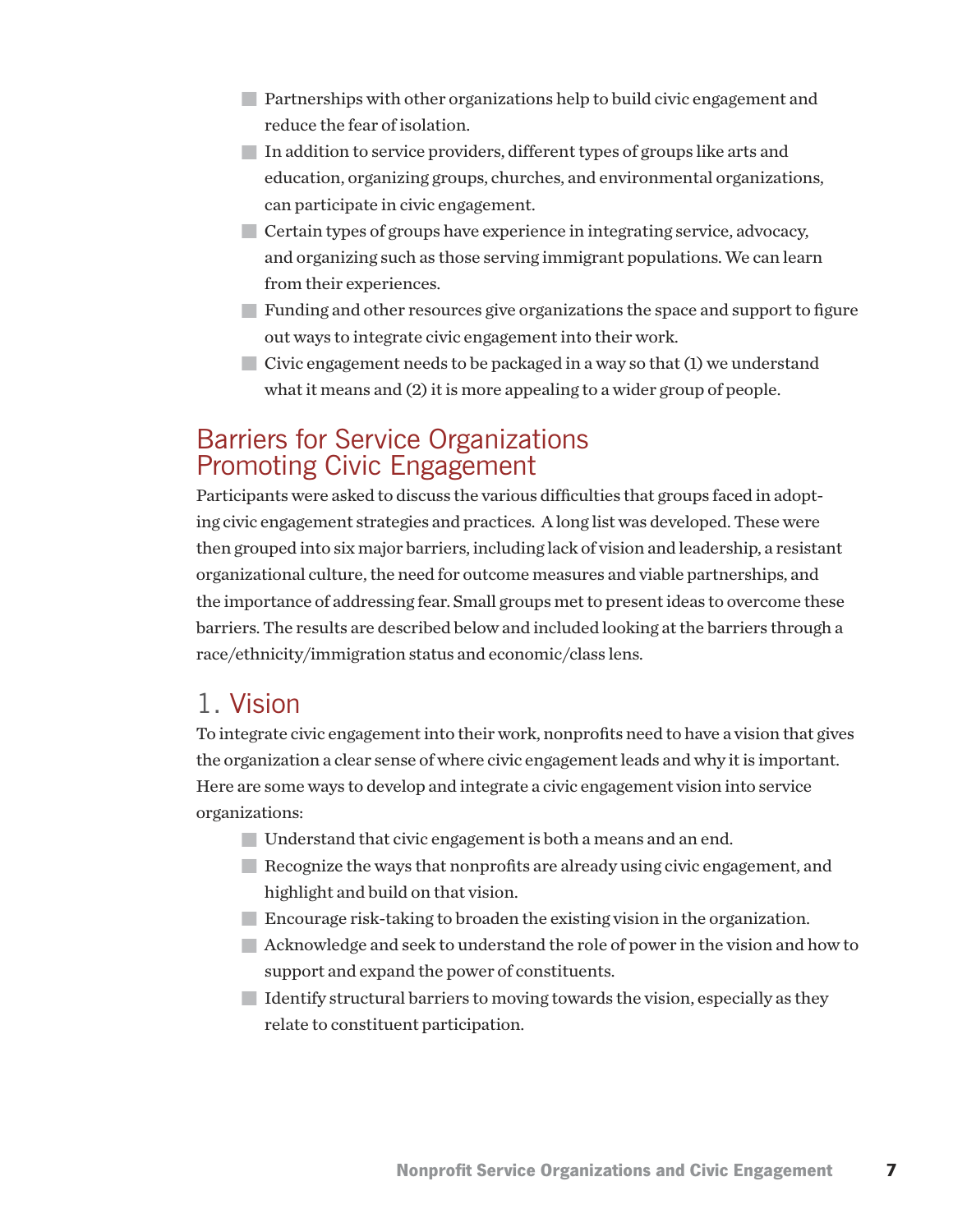- Partnerships with other organizations help to build civic engagement and reduce the fear of isolation.
- In addition to service providers, different types of groups like arts and education, organizing groups, churches, and environmental organizations, can participate in civic engagement.
- Certain types of groups have experience in integrating service, advocacy, and organizing such as those serving immigrant populations. We can learn from their experiences.
- Funding and other resources give organizations the space and support to figure out ways to integrate civic engagement into their work.
- Civic engagement needs to be packaged in a way so that (1) we understand what it means and (2) it is more appealing to a wider group of people.

## Barriers for Service Organizations Promoting Civic Engagement

Participants were asked to discuss the various difficulties that groups faced in adopting civic engagement strategies and practices. A long list was developed. These were then grouped into six major barriers, including lack of vision and leadership, a resistant organizational culture, the need for outcome measures and viable partnerships, and the importance of addressing fear. Small groups met to present ideas to overcome these barriers. The results are described below and included looking at the barriers through a race/ethnicity/immigration status and economic/class lens.

## 1. Vision

To integrate civic engagement into their work, nonprofits need to have a vision that gives the organization a clear sense of where civic engagement leads and why it is important. Here are some ways to develop and integrate a civic engagement vision into service organizations:

- Understand that civic engagement is both a means and an end.
- Recognize the ways that nonprofits are already using civic engagement, and highlight and build on that vision.
- Encourage risk-taking to broaden the existing vision in the organization.
- Acknowledge and seek to understand the role of power in the vision and how to support and expand the power of constituents.
- Identify structural barriers to moving towards the vision, especially as they relate to constituent participation.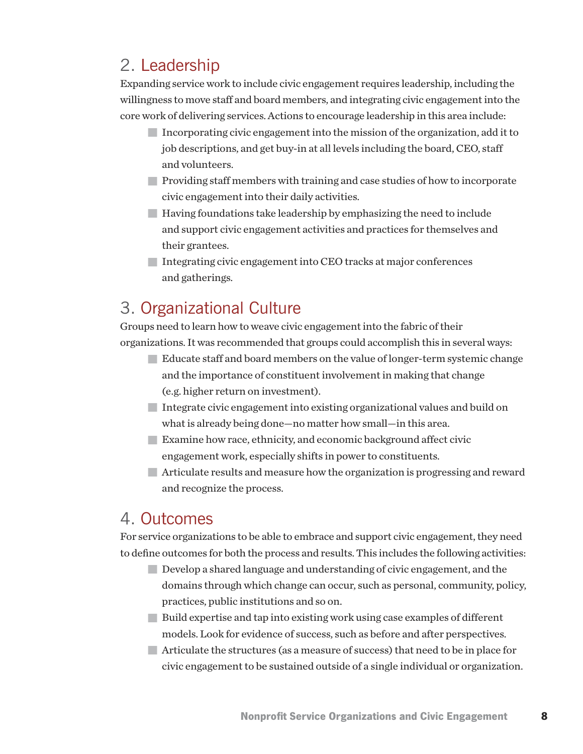## 2. Leadership

Expanding service work to include civic engagement requires leadership, including the willingness to move staff and board members, and integrating civic engagement into the core work of delivering services. Actions to encourage leadership in this area include:

- Incorporating civic engagement into the mission of the organization, add it to job descriptions, and get buy-in at all levels including the board, CEO, staff and volunteers.
- Providing staff members with training and case studies of how to incorporate civic engagement into their daily activities.
- Having foundations take leadership by emphasizing the need to include and support civic engagement activities and practices for themselves and their grantees.
- Integrating civic engagement into CEO tracks at major conferences and gatherings.

## 3. Organizational Culture

Groups need to learn how to weave civic engagement into the fabric of their organizations. It was recommended that groups could accomplish this in several ways:

- Educate staff and board members on the value of longer-term systemic change and the importance of constituent involvement in making that change (e.g. higher return on investment).
- Integrate civic engagement into existing organizational values and build on what is already being done—no matter how small—in this area.
- Examine how race, ethnicity, and economic background affect civic engagement work, especially shifts in power to constituents.
- Articulate results and measure how the organization is progressing and reward and recognize the process.

## 4. Outcomes

For service organizations to be able to embrace and support civic engagement, they need to define outcomes for both the process and results. This includes the following activities:

- Develop a shared language and understanding of civic engagement, and the domains through which change can occur, such as personal, community, policy, practices, public institutions and so on.
- Build expertise and tap into existing work using case examples of different models. Look for evidence of success, such as before and after perspectives.
- Articulate the structures (as a measure of success) that need to be in place for civic engagement to be sustained outside of a single individual or organization.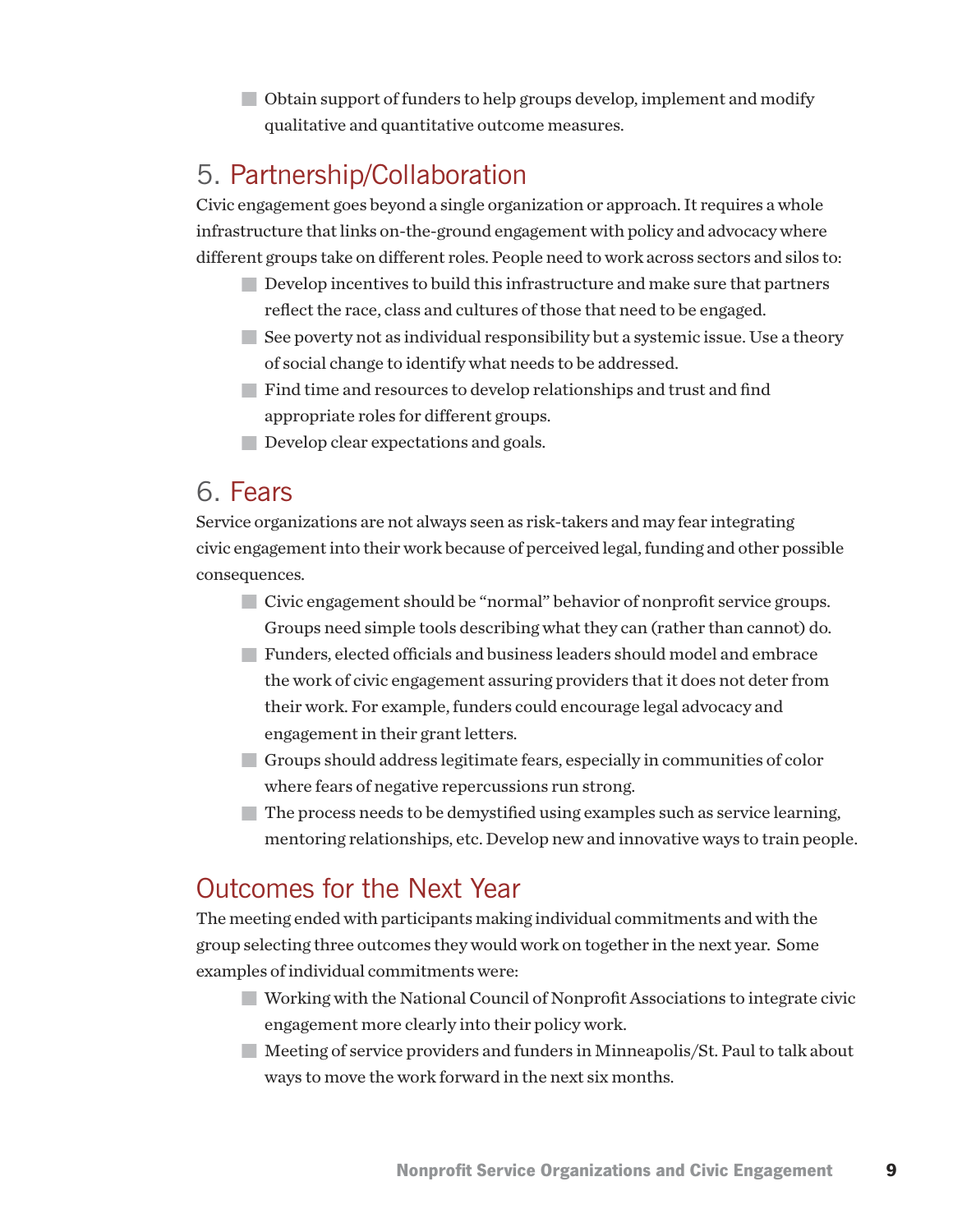- Obtain support of funders to help groups develop, implement and modify qualitative and quantitative outcome measures.

## 5. Partnership/Collaboration

Civic engagement goes beyond a single organization or approach. It requires a whole infrastructure that links on-the-ground engagement with policy and advocacy where different groups take on different roles. People need to work across sectors and silos to:

- Develop incentives to build this infrastructure and make sure that partners reflect the race, class and cultures of those that need to be engaged.
- See poverty not as individual responsibility but a systemic issue. Use a theory of social change to identify what needs to be addressed.
- Find time and resources to develop relationships and trust and find appropriate roles for different groups.
- Develop clear expectations and goals.

## 6. Fears

Service organizations are not always seen as risk-takers and may fear integrating civic engagement into their work because of perceived legal, funding and other possible consequences.

- Civic engagement should be "normal" behavior of nonprofit service groups. Groups need simple tools describing what they can (rather than cannot) do.
- Funders, elected officials and business leaders should model and embrace the work of civic engagement assuring providers that it does not deter from their work. For example, funders could encourage legal advocacy and engagement in their grant letters.
- Groups should address legitimate fears, especially in communities of color where fears of negative repercussions run strong.
- The process needs to be demystified using examples such as service learning, mentoring relationships, etc. Develop new and innovative ways to train people.

## Outcomes for the Next Year

The meeting ended with participants making individual commitments and with the group selecting three outcomes they would work on together in the next year. Some examples of individual commitments were:

- Working with the National Council of Nonprofit Associations to integrate civic engagement more clearly into their policy work.
- Meeting of service providers and funders in Minneapolis/St. Paul to talk about ways to move the work forward in the next six months.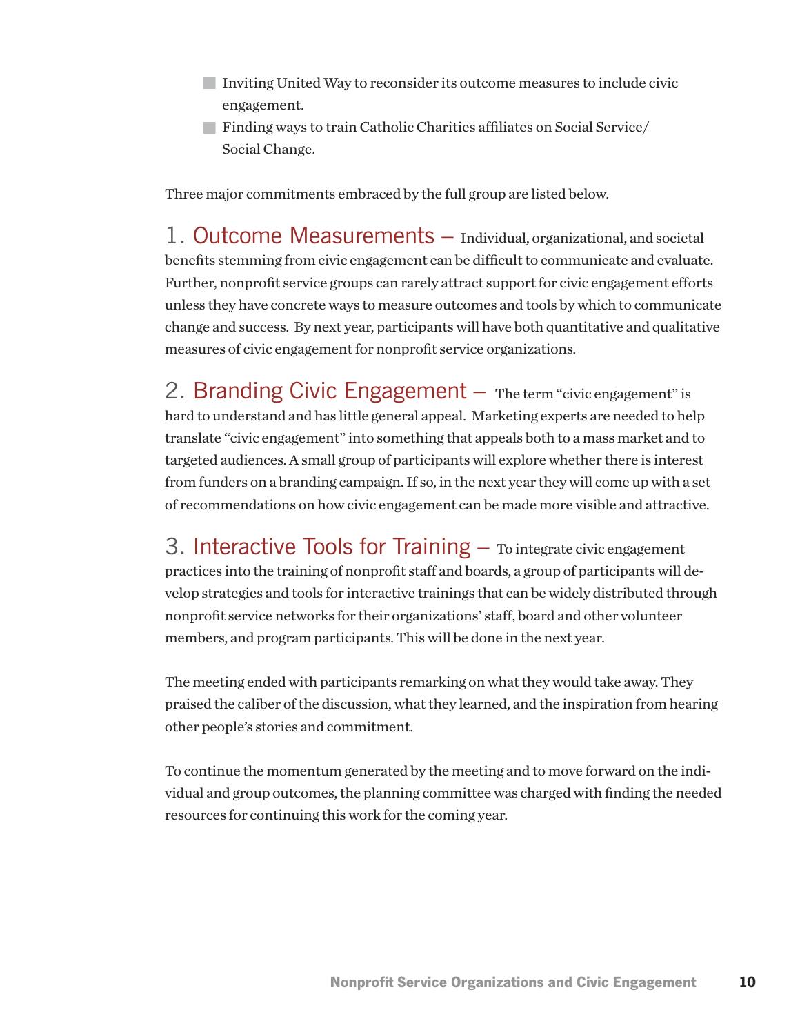- Inviting United Way to reconsider its outcome measures to include civic engagement.
- Finding ways to train Catholic Charities affiliates on Social Service/ Social Change.

Three major commitments embraced by the full group are listed below.

**1. Outcome Measurements** — Individual, organizational, and societal benefits stemming from civic engagement can be difficult to communicate and evaluate. Further, nonprofit service groups can rarely attract support for civic engagement efforts unless they have concrete ways to measure outcomes and tools by which to communicate change and success. By next year, participants will have both quantitative and qualitative measures of civic engagement for nonprofit service organizations.

**2. Branding Civic Engagement** — The term "civic engagement" is hard to understand and has little general appeal. Marketing experts are needed to help translate "civic engagement" into something that appeals both to a mass market and to targeted audiences. A small group of participants will explore whether there is interest from funders on a branding campaign. If so, in the next year they will come up with a set of recommendations on how civic engagement can be made more visible and attractive.

**3. Interactive Tools for Training** — To integrate civic engagement practices into the training of nonprofit staff and boards, a group of participants will develop strategies and tools for interactive trainings that can be widely distributed through nonprofit service networks for their organizations' staff, board and other volunteer members, and program participants. This will be done in the next year.

The meeting ended with participants remarking on what they would take away. They praised the caliber of the discussion, what they learned, and the inspiration from hearing other people's stories and commitment.

To continue the momentum generated by the meeting and to move forward on the individual and group outcomes, the planning committee was charged with finding the needed resources for continuing this work for the coming year.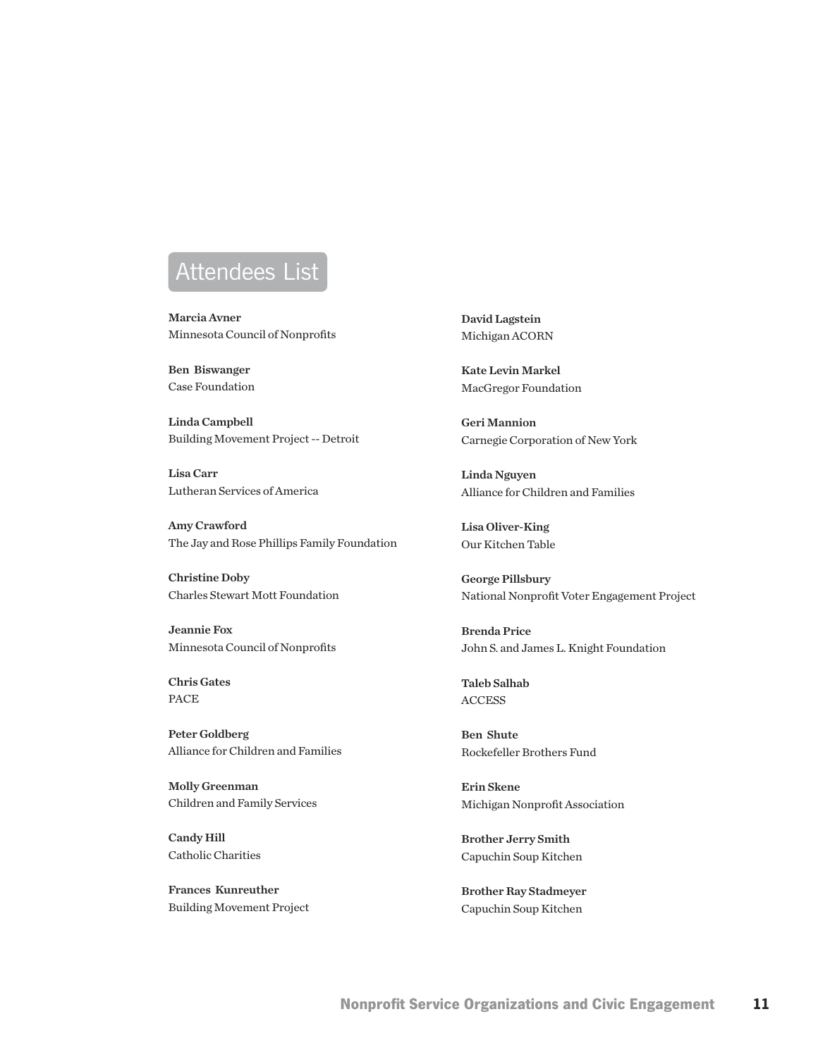## Attendees List

**Marcia Avner**
Minnesota Council of Nonprofits

**Ben Biswanger**
Case Foundation

**Linda Campbell**
Building Movement Project -- Detroit

**Lisa Carr**
Lutheran Services of America

**Amy Crawford**
The Jay and Rose Phillips Family Foundation

**Christine Doby**
Charles Stewart Mott Foundation

**Jeannie Fox**
Minnesota Council of Nonprofits

**Chris Gates**
PACE

**Peter Goldberg**
Alliance for Children and Families

**Molly Greenman**
Children and Family Services

**Candy Hill**
Catholic Charities

**Frances Kunreuther**
Building Movement Project

**David Lagstein**
Michigan ACORN

**Kate Levin Markel**
MacGregor Foundation

**Geri Mannion**
Carnegie Corporation of New York

**Linda Nguyen**
Alliance for Children and Families

**Lisa Oliver-King**
Our Kitchen Table

**George Pillsbury**
National Nonprofit Voter Engagement Project

**Brenda Price**
John S. and James L. Knight Foundation

**Taleb Salhab**
ACCESS

**Ben Shute**
Rockefeller Brothers Fund

**Erin Skene**
Michigan Nonprofit Association

**Brother Jerry Smith**
Capuchin Soup Kitchen

**Brother Ray Stadmeyer**
Capuchin Soup Kitchen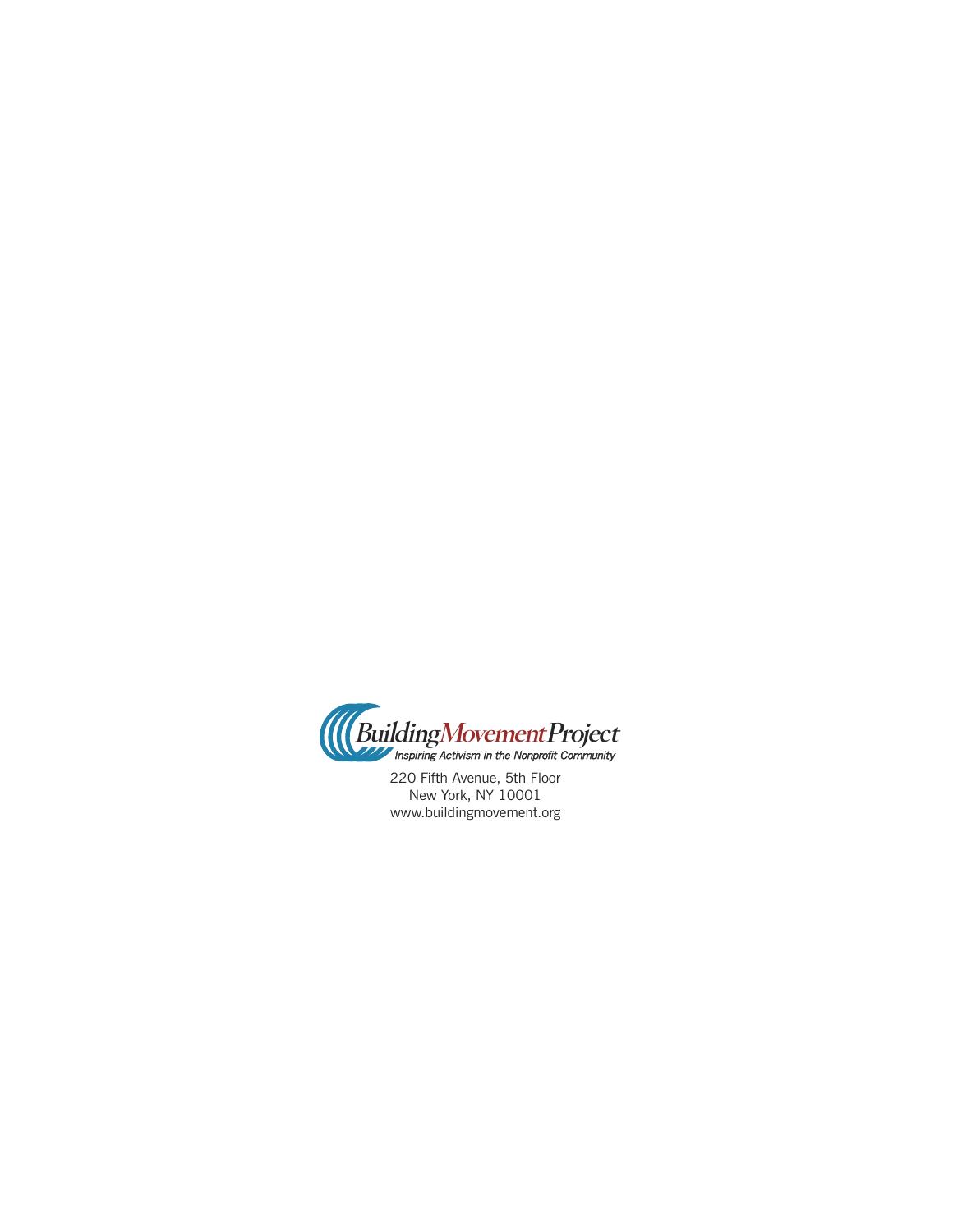BuildingMovementProject

*Inspiring Activism in the Nonprofit Community*

220 Fifth Avenue, 5th Floor
New York, NY 10001
www.buildingmovement.org